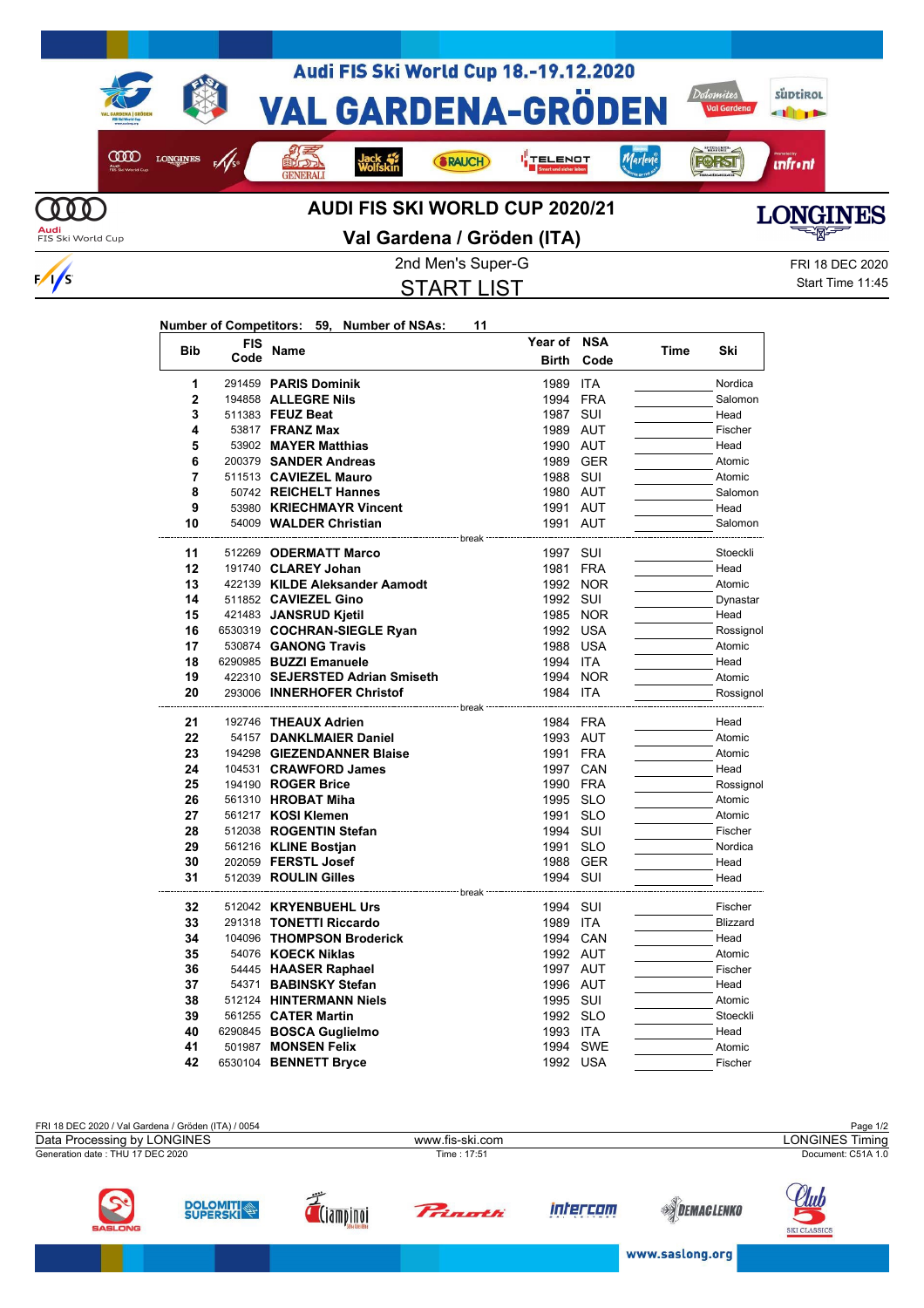# Audi FIS Ski World Cup 18.-19.12.2020

# VAL GARDENA-GRÖDEN

## AUDI FIS SKI WORLD CUP 2020/21

## Val Gardena / Gröden (ITA)

2nd Men's Super-G

FRI 18 DEC 2020

Start Time 11:45

## START LIST

**Number of Competitors: 59, Number of NSAs: 11**

| Bib | FIS Code | Name | Year of Birth | NSA Code | Time | Ski |
|---|---|---|---|---|---|---|
| 1 | 291459 | **PARIS Dominik** | 1989 | ITA | | Nordica |
| 2 | 194858 | **ALLEGRE Nils** | 1994 | FRA | | Salomon |
| 3 | 511383 | **FEUZ Beat** | 1987 | SUI | | Head |
| 4 | 53817 | **FRANZ Max** | 1989 | AUT | | Fischer |
| 5 | 53902 | **MAYER Matthias** | 1990 | AUT | | Head |
| 6 | 200379 | **SANDER Andreas** | 1989 | GER | | Atomic |
| 7 | 511513 | **CAVIEZEL Mauro** | 1988 | SUI | | Atomic |
| 8 | 50742 | **REICHELT Hannes** | 1980 | AUT | | Salomon |
| 9 | 53980 | **KRIECHMAYR Vincent** | 1991 | AUT | | Head |
| 10 | 54009 | **WALDER Christian** | 1991 | AUT | | Salomon |
| | | break | | | | |
| 11 | 512269 | **ODERMATT Marco** | 1997 | SUI | | Stoeckli |
| 12 | 191740 | **CLAREY Johan** | 1981 | FRA | | Head |
| 13 | 422139 | **KILDE Aleksander Aamodt** | 1992 | NOR | | Atomic |
| 14 | 511852 | **CAVIEZEL Gino** | 1992 | SUI | | Dynastar |
| 15 | 421483 | **JANSRUD Kjetil** | 1985 | NOR | | Head |
| 16 | 6530319 | **COCHRAN-SIEGLE Ryan** | 1992 | USA | | Rossignol |
| 17 | 530874 | **GANONG Travis** | 1988 | USA | | Atomic |
| 18 | 6290985 | **BUZZI Emanuele** | 1994 | ITA | | Head |
| 19 | 422310 | **SEJERSTED Adrian Smiseth** | 1994 | NOR | | Atomic |
| 20 | 293006 | **INNERHOFER Christof** | 1984 | ITA | | Rossignol |
| | | break | | | | |
| 21 | 192746 | **THEAUX Adrien** | 1984 | FRA | | Head |
| 22 | 54157 | **DANKLMAIER Daniel** | 1993 | AUT | | Atomic |
| 23 | 194298 | **GIEZENDANNER Blaise** | 1991 | FRA | | Atomic |
| 24 | 104531 | **CRAWFORD James** | 1997 | CAN | | Head |
| 25 | 194190 | **ROGER Brice** | 1990 | FRA | | Rossignol |
| 26 | 561310 | **HROBAT Miha** | 1995 | SLO | | Atomic |
| 27 | 561217 | **KOSI Klemen** | 1991 | SLO | | Atomic |
| 28 | 512038 | **ROGENTIN Stefan** | 1994 | SUI | | Fischer |
| 29 | 561216 | **KLINE Bostjan** | 1991 | SLO | | Nordica |
| 30 | 202059 | **FERSTL Josef** | 1988 | GER | | Head |
| 31 | 512039 | **ROULIN Gilles** | 1994 | SUI | | Head |
| | | break | | | | |
| 32 | 512042 | **KRYENBUEHL Urs** | 1994 | SUI | | Fischer |
| 33 | 291318 | **TONETTI Riccardo** | 1989 | ITA | | Blizzard |
| 34 | 104096 | **THOMPSON Broderick** | 1994 | CAN | | Head |
| 35 | 54076 | **KOECK Niklas** | 1992 | AUT | | Atomic |
| 36 | 54445 | **HAASER Raphael** | 1997 | AUT | | Fischer |
| 37 | 54371 | **BABINSKY Stefan** | 1996 | AUT | | Head |
| 38 | 512124 | **HINTERMANN Niels** | 1995 | SUI | | Atomic |
| 39 | 561255 | **CATER Martin** | 1992 | SLO | | Stoeckli |
| 40 | 6290845 | **BOSCA Guglielmo** | 1993 | ITA | | Head |
| 41 | 501987 | **MONSEN Felix** | 1994 | SWE | | Atomic |
| 42 | 6530104 | **BENNETT Bryce** | 1992 | USA | | Fischer |

FRI 18 DEC 2020 / Val Gardena / Gröden (ITA) / 0054

Data Processing by LONGINES — www.fis-ski.com — LONGINES Timing

Generation date : THU 17 DEC 2020 — Time : 17:51 — Document: C51A 1.0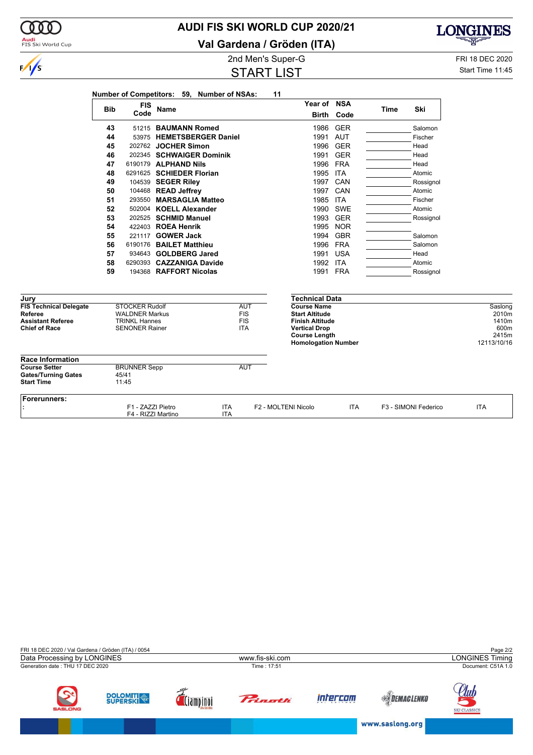# AUDI FIS SKI WORLD CUP 2020/21

## Val Gardena / Gröden (ITA)

### 2nd Men's Super-G

### START LIST

FRI 18 DEC 2020
Start Time 11:45

**Number of Competitors: 59, Number of NSAs: 11**

| Bib | FIS Code | Name | Year of Birth | NSA Code | Time | Ski |
|---|---|---|---|---|---|---|
| 43 | 51215 | **BAUMANN Romed** | 1986 | GER | | Salomon |
| 44 | 53975 | **HEMETSBERGER Daniel** | 1991 | AUT | | Fischer |
| 45 | 202762 | **JOCHER Simon** | 1996 | GER | | Head |
| 46 | 202345 | **SCHWAIGER Dominik** | 1991 | GER | | Head |
| 47 | 6190179 | **ALPHAND Nils** | 1996 | FRA | | Head |
| 48 | 6291625 | **SCHIEDER Florian** | 1995 | ITA | | Atomic |
| 49 | 104539 | **SEGER Riley** | 1997 | CAN | | Rossignol |
| 50 | 104468 | **READ Jeffrey** | 1997 | CAN | | Atomic |
| 51 | 293550 | **MARSAGLIA Matteo** | 1985 | ITA | | Fischer |
| 52 | 502004 | **KOELL Alexander** | 1990 | SWE | | Atomic |
| 53 | 202525 | **SCHMID Manuel** | 1993 | GER | | Rossignol |
| 54 | 422403 | **ROEA Henrik** | 1995 | NOR | | |
| 55 | 221117 | **GOWER Jack** | 1994 | GBR | | Salomon |
| 56 | 6190176 | **BAILET Matthieu** | 1996 | FRA | | Salomon |
| 57 | 934643 | **GOLDBERG Jared** | 1991 | USA | | Head |
| 58 | 6290393 | **CAZZANIGA Davide** | 1992 | ITA | | Atomic |
| 59 | 194368 | **RAFFORT Nicolas** | 1991 | FRA | | Rossignol |

**Jury**

| | | |
|---|---|---|
| **FIS Technical Delegate** | STOCKER Rudolf | AUT |
| **Referee** | WALDNER Markus | FIS |
| **Assistant Referee** | TRINKL Hannes | FIS |
| **Chief of Race** | SENONER Rainer | ITA |

**Technical Data**

| | |
|---|---|
| **Course Name** | Saslong |
| **Start Altitude** | 2010m |
| **Finish Altitude** | 1410m |
| **Vertical Drop** | 600m |
| **Course Length** | 2415m |
| **Homologation Number** | 12113/10/16 |

**Race Information**

| | | |
|---|---|---|
| **Course Setter** | BRUNNER Sepp | AUT |
| **Gates/Turning Gates** | 45/41 | |
| **Start Time** | 11:45 | |

**Forerunners:**

| | | | | | |
|---|---|---|---|---|---|
| F1 - ZAZZI Pietro | ITA | F2 - MOLTENI Nicolo | ITA | F3 - SIMONI Federico | ITA |
| F4 - RIZZI Martino | ITA | | | | |

FRI 18 DEC 2020 / Val Gardena / Gröden (ITA) / 0054
Data Processing by LONGINES — www.fis-ski.com — LONGINES Timing
Generation date : THU 17 DEC 2020 — Time : 17:51 — Document: C51A 1.0

www.saslong.org